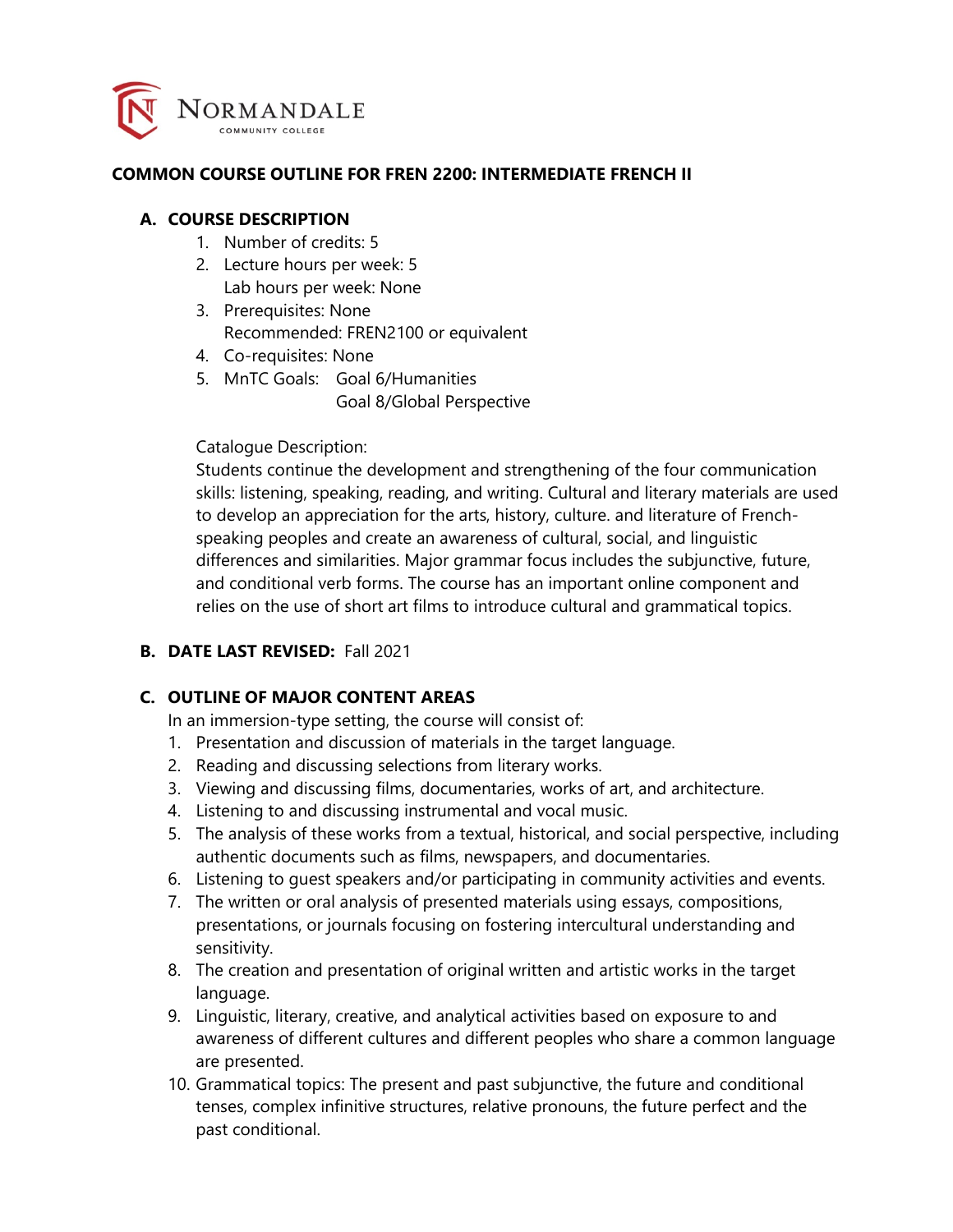NORMANDALE
COMMUNITY COLLEGE

**COMMON COURSE OUTLINE FOR FREN 2200: INTERMEDIATE FRENCH II**

## A. COURSE DESCRIPTION

1. Number of credits: 5
2. Lecture hours per week: 5
   Lab hours per week: None
3. Prerequisites: None
   Recommended: FREN2100 or equivalent
4. Co-requisites: None
5. MnTC Goals: Goal 6/Humanities
   Goal 8/Global Perspective

Catalogue Description:
Students continue the development and strengthening of the four communication skills: listening, speaking, reading, and writing. Cultural and literary materials are used to develop an appreciation for the arts, history, culture. and literature of French-speaking peoples and create an awareness of cultural, social, and linguistic differences and similarities. Major grammar focus includes the subjunctive, future, and conditional verb forms. The course has an important online component and relies on the use of short art films to introduce cultural and grammatical topics.

## B. DATE LAST REVISED: Fall 2021

## C. OUTLINE OF MAJOR CONTENT AREAS

In an immersion-type setting, the course will consist of:

1. Presentation and discussion of materials in the target language.
2. Reading and discussing selections from literary works.
3. Viewing and discussing films, documentaries, works of art, and architecture.
4. Listening to and discussing instrumental and vocal music.
5. The analysis of these works from a textual, historical, and social perspective, including authentic documents such as films, newspapers, and documentaries.
6. Listening to guest speakers and/or participating in community activities and events.
7. The written or oral analysis of presented materials using essays, compositions, presentations, or journals focusing on fostering intercultural understanding and sensitivity.
8. The creation and presentation of original written and artistic works in the target language.
9. Linguistic, literary, creative, and analytical activities based on exposure to and awareness of different cultures and different peoples who share a common language are presented.
10. Grammatical topics: The present and past subjunctive, the future and conditional tenses, complex infinitive structures, relative pronouns, the future perfect and the past conditional.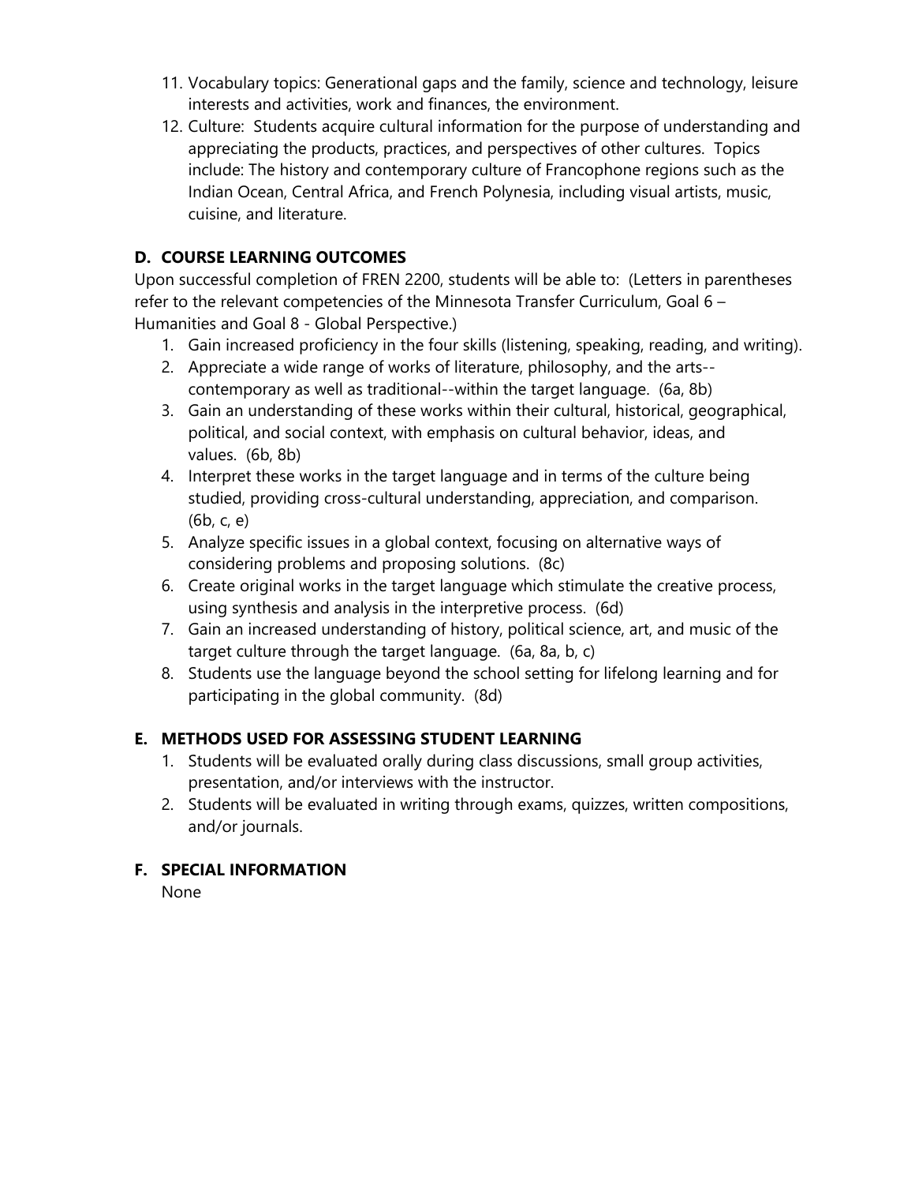11. Vocabulary topics: Generational gaps and the family, science and technology, leisure interests and activities, work and finances, the environment.
12. Culture: Students acquire cultural information for the purpose of understanding and appreciating the products, practices, and perspectives of other cultures. Topics include: The history and contemporary culture of Francophone regions such as the Indian Ocean, Central Africa, and French Polynesia, including visual artists, music, cuisine, and literature.

## D. COURSE LEARNING OUTCOMES

Upon successful completion of FREN 2200, students will be able to: (Letters in parentheses refer to the relevant competencies of the Minnesota Transfer Curriculum, Goal 6 – Humanities and Goal 8 - Global Perspective.)

1. Gain increased proficiency in the four skills (listening, speaking, reading, and writing).
2. Appreciate a wide range of works of literature, philosophy, and the arts--contemporary as well as traditional--within the target language. (6a, 8b)
3. Gain an understanding of these works within their cultural, historical, geographical, political, and social context, with emphasis on cultural behavior, ideas, and values. (6b, 8b)
4. Interpret these works in the target language and in terms of the culture being studied, providing cross-cultural understanding, appreciation, and comparison. (6b, c, e)
5. Analyze specific issues in a global context, focusing on alternative ways of considering problems and proposing solutions. (8c)
6. Create original works in the target language which stimulate the creative process, using synthesis and analysis in the interpretive process. (6d)
7. Gain an increased understanding of history, political science, art, and music of the target culture through the target language. (6a, 8a, b, c)
8. Students use the language beyond the school setting for lifelong learning and for participating in the global community. (8d)

## E. METHODS USED FOR ASSESSING STUDENT LEARNING

1. Students will be evaluated orally during class discussions, small group activities, presentation, and/or interviews with the instructor.
2. Students will be evaluated in writing through exams, quizzes, written compositions, and/or journals.

## F. SPECIAL INFORMATION

None